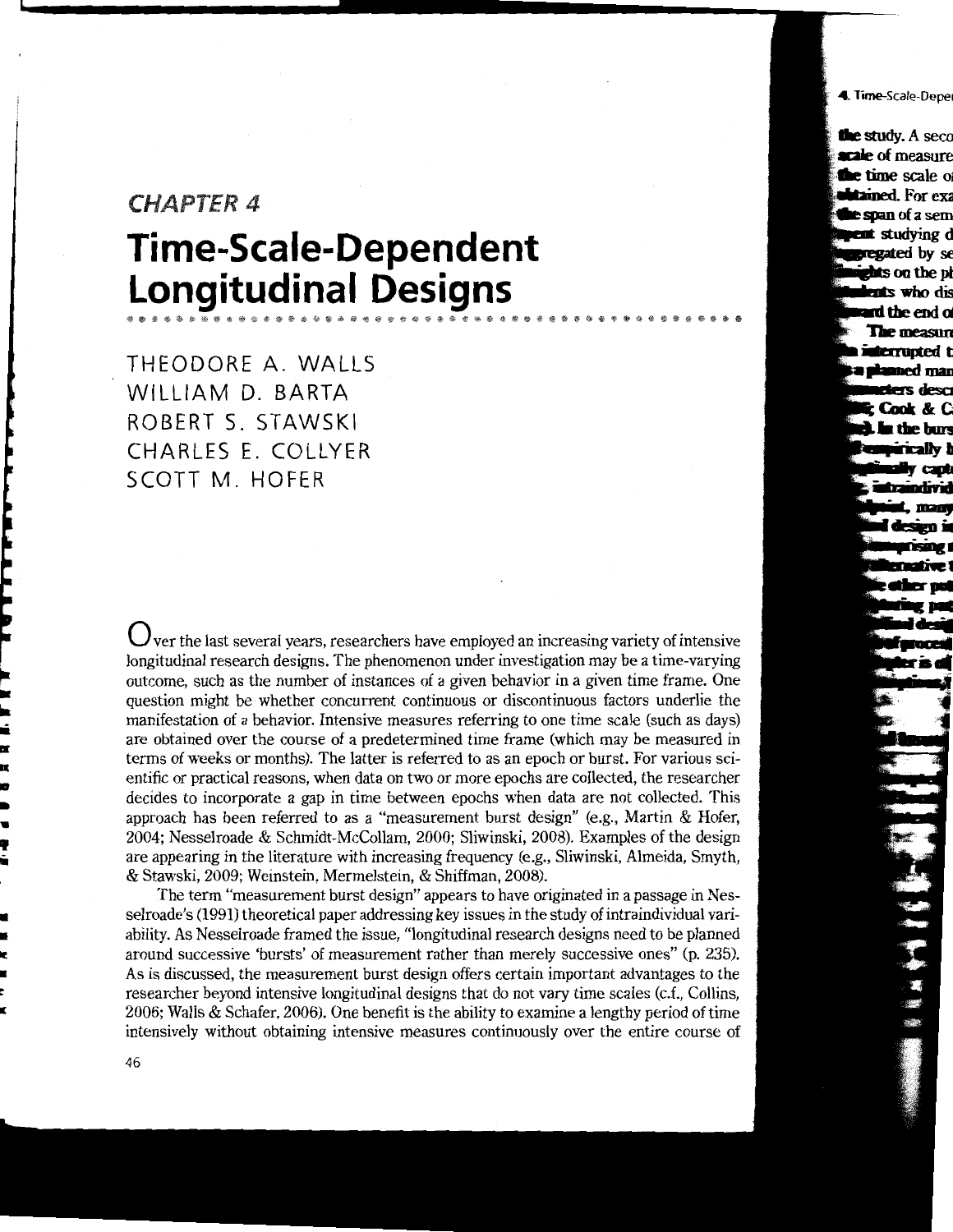## CHAPTER 4

# Time-Scale-Dependent Longitudinal Designs

THEODORE A. WALLS  
WILLIAM D. BARTA  
ROBERT S. STAWSKI  
CHARLES E. COLLYER  
SCOTT M. HOFER

Over the last several years, researchers have employed an increasing variety of intensive longitudinal research designs. The phenomenon under investigation may be a time-varying outcome, such as the number of instances of a given behavior in a given time frame. One question might be whether concurrent continuous or discontinuous factors underlie the manifestation of a behavior. Intensive measures referring to one time scale (such as days) are obtained over the course of a predetermined time frame (which may be measured in terms of weeks or months). The latter is referred to as an epoch or burst. For various scientific or practical reasons, when data on two or more epochs are collected, the researcher decides to incorporate a gap in time between epochs when data are not collected. This approach has been referred to as a "measurement burst design" (e.g., Martin & Hofer, 2004; Nesselroade & Schmidt-McCollam, 2000; Sliwinski, 2008). Examples of the design are appearing in the literature with increasing frequency (e.g., Sliwinski, Almeida, Smyth, & Stawski, 2009; Weinstein, Mermelstein, & Shiffman, 2008).

The term "measurement burst design" appears to have originated in a passage in Nesselroade's (1991) theoretical paper addressing key issues in the study of intraindividual variability. As Nesselroade framed the issue, "longitudinal research designs need to be planned around successive 'bursts' of measurement rather than merely successive ones" (p. 235). As is discussed, the measurement burst design offers certain important advantages to the researcher beyond intensive longitudinal designs that do not vary time scales (c.f., Collins, 2006; Walls & Schafer, 2006). One benefit is the ability to examine a lengthy period of time intensively without obtaining intensive measures continuously over the entire course of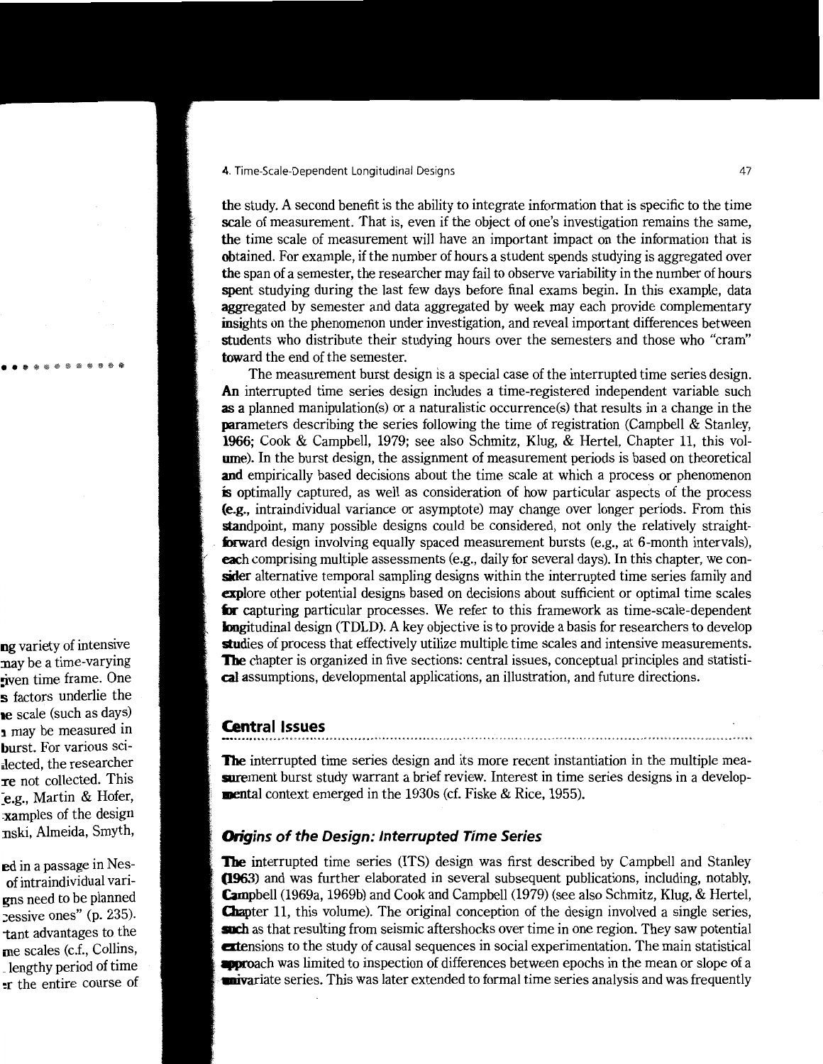the study. A second benefit is the ability to integrate information that is specific to the time scale of measurement. That is, even if the object of one's investigation remains the same, the time scale of measurement will have an important impact on the information that is obtained. For example, if the number of hours a student spends studying is aggregated over the span of a semester, the researcher may fail to observe variability in the number of hours spent studying during the last few days before final exams begin. In this example, data aggregated by semester and data aggregated by week may each provide complementary insights on the phenomenon under investigation, and reveal important differences between students who distribute their studying hours over the semesters and those who "cram" toward the end of the semester.

The measurement burst design is a special case of the interrupted time series design. An interrupted time series design includes a time-registered independent variable such as a planned manipulation(s) or a naturalistic occurrence(s) that results in a change in the parameters describing the series following the time of registration (Campbell & Stanley, 1966; Cook & Campbell, 1979; see also Schmitz, Klug, & Hertel, Chapter 11, this volume). In the burst design, the assignment of measurement periods is based on theoretical and empirically based decisions about the time scale at which a process or phenomenon is optimally captured, as well as consideration of how particular aspects of the process (e.g., intraindividual variance or asymptote) may change over longer periods. From this standpoint, many possible designs could be considered, not only the relatively straightforward design involving equally spaced measurement bursts (e.g., at 6-month intervals), each comprising multiple assessments (e.g., daily for several days). In this chapter, we consider alternative temporal sampling designs within the interrupted time series family and explore other potential designs based on decisions about sufficient or optimal time scales for capturing particular processes. We refer to this framework as time-scale-dependent longitudinal design (TDLD). A key objective is to provide a basis for researchers to develop studies of process that effectively utilize multiple time scales and intensive measurements. The chapter is organized in five sections: central issues, conceptual principles and statistical assumptions, developmental applications, an illustration, and future directions.

## Central Issues

The interrupted time series design and its more recent instantiation in the multiple measurement burst study warrant a brief review. Interest in time series designs in a developmental context emerged in the 1930s (cf. Fiske & Rice, 1955).

### *Origins of the Design: Interrupted Time Series*

The interrupted time series (ITS) design was first described by Campbell and Stanley (1963) and was further elaborated in several subsequent publications, including, notably, Campbell (1969a, 1969b) and Cook and Campbell (1979) (see also Schmitz, Klug, & Hertel, Chapter 11, this volume). The original conception of the design involved a single series, such as that resulting from seismic aftershocks over time in one region. They saw potential extensions to the study of causal sequences in social experimentation. The main statistical approach was limited to inspection of differences between epochs in the mean or slope of a univariate series. This was later extended to formal time series analysis and was frequently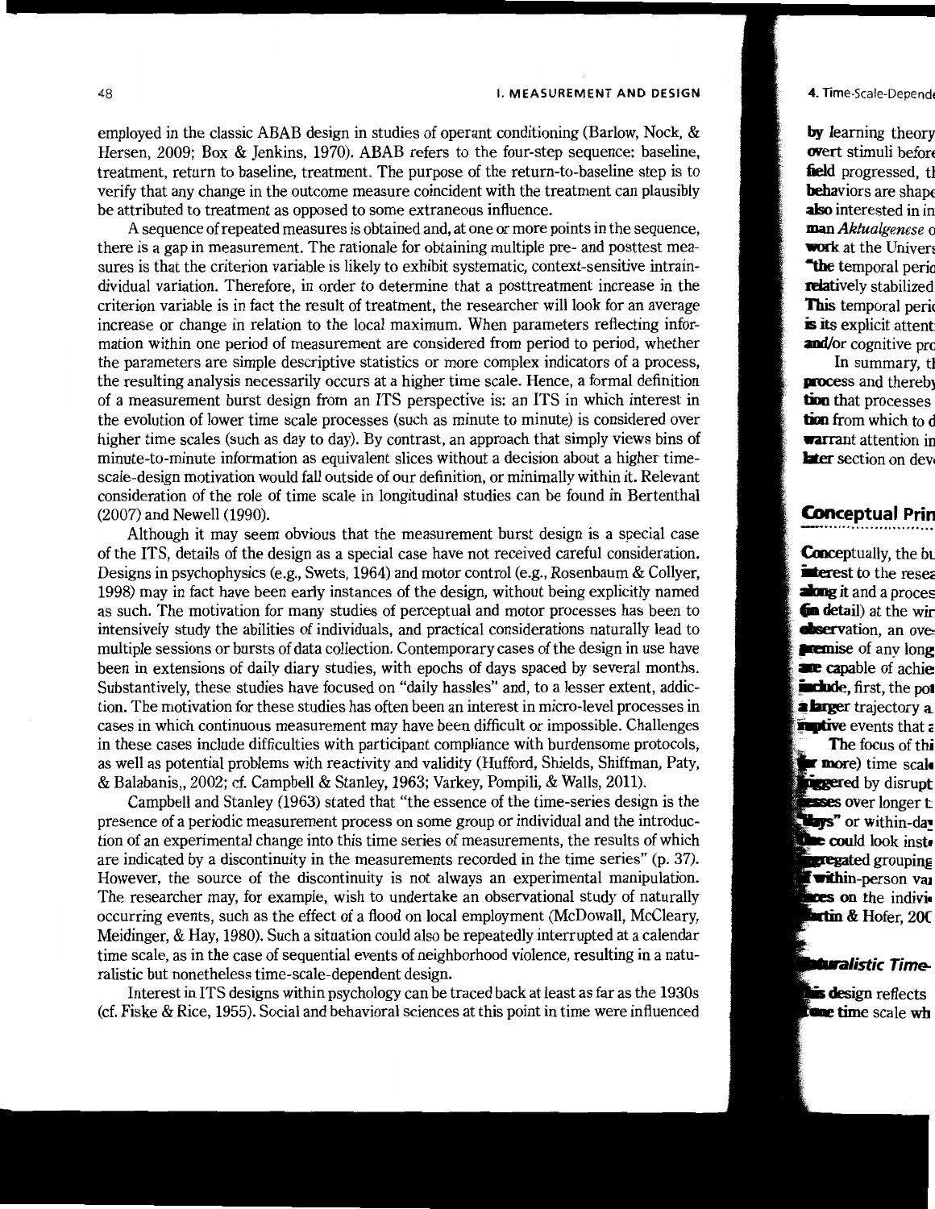employed in the classic ABAB design in studies of operant conditioning (Barlow, Nock, & Hersen, 2009; Box & Jenkins, 1970). ABAB refers to the four-step sequence: baseline, treatment, return to baseline, treatment. The purpose of the return-to-baseline step is to verify that any change in the outcome measure coincident with the treatment can plausibly be attributed to treatment as opposed to some extraneous influence.

A sequence of repeated measures is obtained and, at one or more points in the sequence, there is a gap in measurement. The rationale for obtaining multiple pre- and posttest measures is that the criterion variable is likely to exhibit systematic, context-sensitive intraindividual variation. Therefore, in order to determine that a posttreatment increase in the criterion variable is in fact the result of treatment, the researcher will look for an average increase or change in relation to the local maximum. When parameters reflecting information within one period of measurement are considered from period to period, whether the parameters are simple descriptive statistics or more complex indicators of a process, the resulting analysis necessarily occurs at a higher time scale. Hence, a formal definition of a measurement burst design from an ITS perspective is: an ITS in which interest in the evolution of lower time scale processes (such as minute to minute) is considered over higher time scales (such as day to day). By contrast, an approach that simply views bins of minute-to-minute information as equivalent slices without a decision about a higher time-scale-design motivation would fall outside of our definition, or minimally within it. Relevant consideration of the role of time scale in longitudinal studies can be found in Bertenthal (2007) and Newell (1990).

Although it may seem obvious that the measurement burst design is a special case of the ITS, details of the design as a special case have not received careful consideration. Designs in psychophysics (e.g., Swets, 1964) and motor control (e.g., Rosenbaum & Collyer, 1998) may in fact have been early instances of the design, without being explicitly named as such. The motivation for many studies of perceptual and motor processes has been to intensively study the abilities of individuals, and practical considerations naturally lead to multiple sessions or bursts of data collection. Contemporary cases of the design in use have been in extensions of daily diary studies, with epochs of days spaced by several months. Substantively, these studies have focused on "daily hassles" and, to a lesser extent, addiction. The motivation for these studies has often been an interest in micro-level processes in cases in which continuous measurement may have been difficult or impossible. Challenges in these cases include difficulties with participant compliance with burdensome protocols, as well as potential problems with reactivity and validity (Hufford, Shields, Shiffman, Paty, & Balabanis,, 2002; cf. Campbell & Stanley, 1963; Varkey, Pompili, & Walls, 2011).

Campbell and Stanley (1963) stated that "the essence of the time-series design is the presence of a periodic measurement process on some group or individual and the introduction of an experimental change into this time series of measurements, the results of which are indicated by a discontinuity in the measurements recorded in the time series" (p. 37). However, the source of the discontinuity is not always an experimental manipulation. The researcher may, for example, wish to undertake an observational study of naturally occurring events, such as the effect of a flood on local employment (McDowall, McCleary, Meidinger, & Hay, 1980). Such a situation could also be repeatedly interrupted at a calendar time scale, as in the case of sequential events of neighborhood violence, resulting in a naturalistic but nonetheless time-scale-dependent design.

Interest in ITS designs within psychology can be traced back at least as far as the 1930s (cf. Fiske & Rice, 1955). Social and behavioral sciences at this point in time were influenced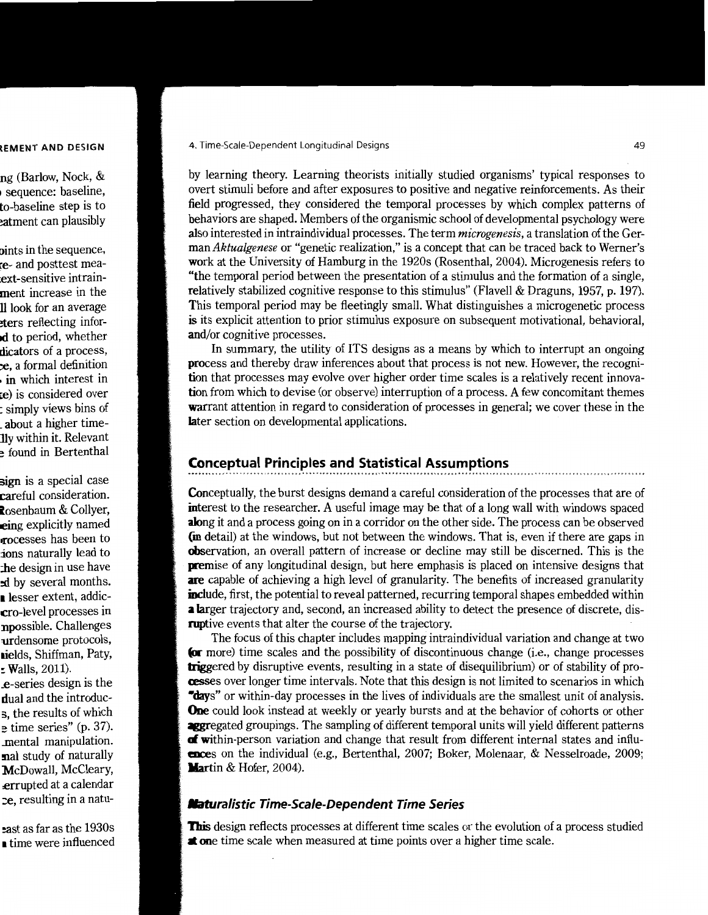by learning theory. Learning theorists initially studied organisms' typical responses to overt stimuli before and after exposures to positive and negative reinforcements. As their field progressed, they considered the temporal processes by which complex patterns of behaviors are shaped. Members of the organismic school of developmental psychology were also interested in intraindividual processes. The term *microgenesis*, a translation of the German *Aktualgenese* or "genetic realization," is a concept that can be traced back to Werner's work at the University of Hamburg in the 1920s (Rosenthal, 2004). Microgenesis refers to "the temporal period between the presentation of a stimulus and the formation of a single, relatively stabilized cognitive response to this stimulus" (Flavell & Draguns, 1957, p. 197). This temporal period may be fleetingly small. What distinguishes a microgenetic process is its explicit attention to prior stimulus exposure on subsequent motivational, behavioral, and/or cognitive processes.

In summary, the utility of ITS designs as a means by which to interrupt an ongoing process and thereby draw inferences about that process is not new. However, the recognition that processes may evolve over higher order time scales is a relatively recent innovation from which to devise (or observe) interruption of a process. A few concomitant themes warrant attention in regard to consideration of processes in general; we cover these in the later section on developmental applications.

## Conceptual Principles and Statistical Assumptions

Conceptually, the burst designs demand a careful consideration of the processes that are of interest to the researcher. A useful image may be that of a long wall with windows spaced along it and a process going on in a corridor on the other side. The process can be observed (in detail) at the windows, but not between the windows. That is, even if there are gaps in observation, an overall pattern of increase or decline may still be discerned. This is the premise of any longitudinal design, but here emphasis is placed on intensive designs that are capable of achieving a high level of granularity. The benefits of increased granularity include, first, the potential to reveal patterned, recurring temporal shapes embedded within a larger trajectory and, second, an increased ability to detect the presence of discrete, disruptive events that alter the course of the trajectory.

The focus of this chapter includes mapping intraindividual variation and change at two (or more) time scales and the possibility of discontinuous change (i.e., change processes triggered by disruptive events, resulting in a state of disequilibrium) or of stability of processes over longer time intervals. Note that this design is not limited to scenarios in which "days" or within-day processes in the lives of individuals are the smallest unit of analysis. One could look instead at weekly or yearly bursts and at the behavior of cohorts or other aggregated groupings. The sampling of different temporal units will yield different patterns of within-person variation and change that result from different internal states and influences on the individual (e.g., Bertenthal, 2007; Boker, Molenaar, & Nesselroade, 2009; Martin & Hofer, 2004).

### *Naturalistic Time-Scale-Dependent Time Series*

This design reflects processes at different time scales or the evolution of a process studied at one time scale when measured at time points over a higher time scale.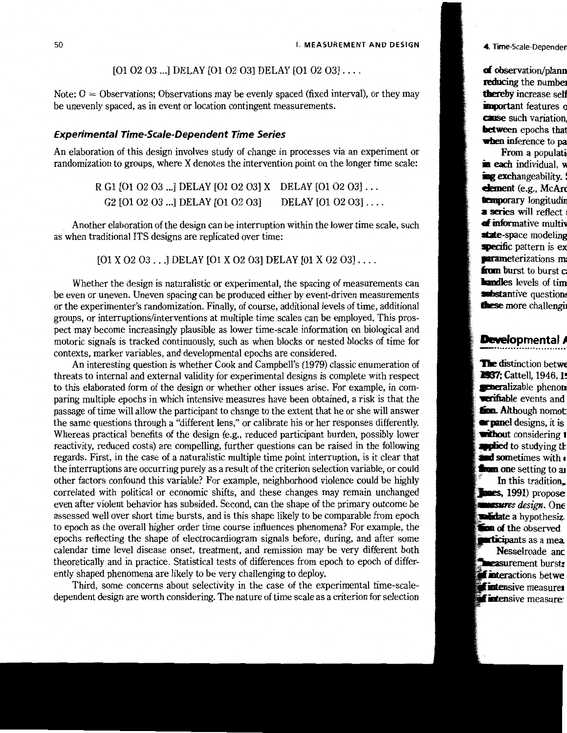[O1 O2 O3 ...] DELAY [O1 O2 O3] DELAY [O1 O2 O3] . . . .

Note: O = Observations; Observations may be evenly spaced (fixed interval), or they may be unevenly spaced, as in event or location contingent measurements.

### *Experimental Time-Scale-Dependent Time Series*

An elaboration of this design involves study of change in processes via an experiment or randomization to groups, where X denotes the intervention point on the longer time scale:

R G1 [O1 O2 O3 ...] DELAY [O1 O2 O3] X DELAY [O1 O2 O3] . . .
G2 [O1 O2 O3 ...] DELAY [O1 O2 O3] DELAY [O1 O2 O3] . . . .

Another elaboration of the design can be interruption within the lower time scale, such as when traditional ITS designs are replicated over time:

[O1 X O2 O3 . . .] DELAY [O1 X O2 O3] DELAY [O1 X O2 O3] . . . .

Whether the design is naturalistic or experimental, the spacing of measurements can be even or uneven. Uneven spacing can be produced either by event-driven measurements or the experimenter's randomization. Finally, of course, additional levels of time, additional groups, or interruptions/interventions at multiple time scales can be employed. This prospect may become increasingly plausible as lower time-scale information on biological and motoric signals is tracked continuously, such as when blocks or nested blocks of time for contexts, marker variables, and developmental epochs are considered.

An interesting question is whether Cook and Campbell's (1979) classic enumeration of threats to internal and external validity for experimental designs is complete with respect to this elaborated form of the design or whether other issues arise. For example, in comparing multiple epochs in which intensive measures have been obtained, a risk is that the passage of time will allow the participant to change to the extent that he or she will answer the same questions through a "different lens," or calibrate his or her responses differently. Whereas practical benefits of the design (e.g., reduced participant burden, possibly lower reactivity, reduced costs) are compelling, further questions can be raised in the following regards. First, in the case of a naturalistic multiple time point interruption, is it clear that the interruptions are occurring purely as a result of the criterion selection variable, or could other factors confound this variable? For example, neighborhood violence could be highly correlated with political or economic shifts, and these changes may remain unchanged even after violent behavior has subsided. Second, can the shape of the primary outcome be assessed well over short time bursts, and is this shape likely to be comparable from epoch to epoch as the overall higher order time course influences phenomena? For example, the epochs reflecting the shape of electrocardiogram signals before, during, and after some calendar time level disease onset, treatment, and remission may be very different both theoretically and in practice. Statistical tests of differences from epoch to epoch of differently shaped phenomena are likely to be very challenging to deploy.

Third, some concerns about selectivity in the case of the experimental time-scale-dependent design are worth considering. The nature of time scale as a criterion for selection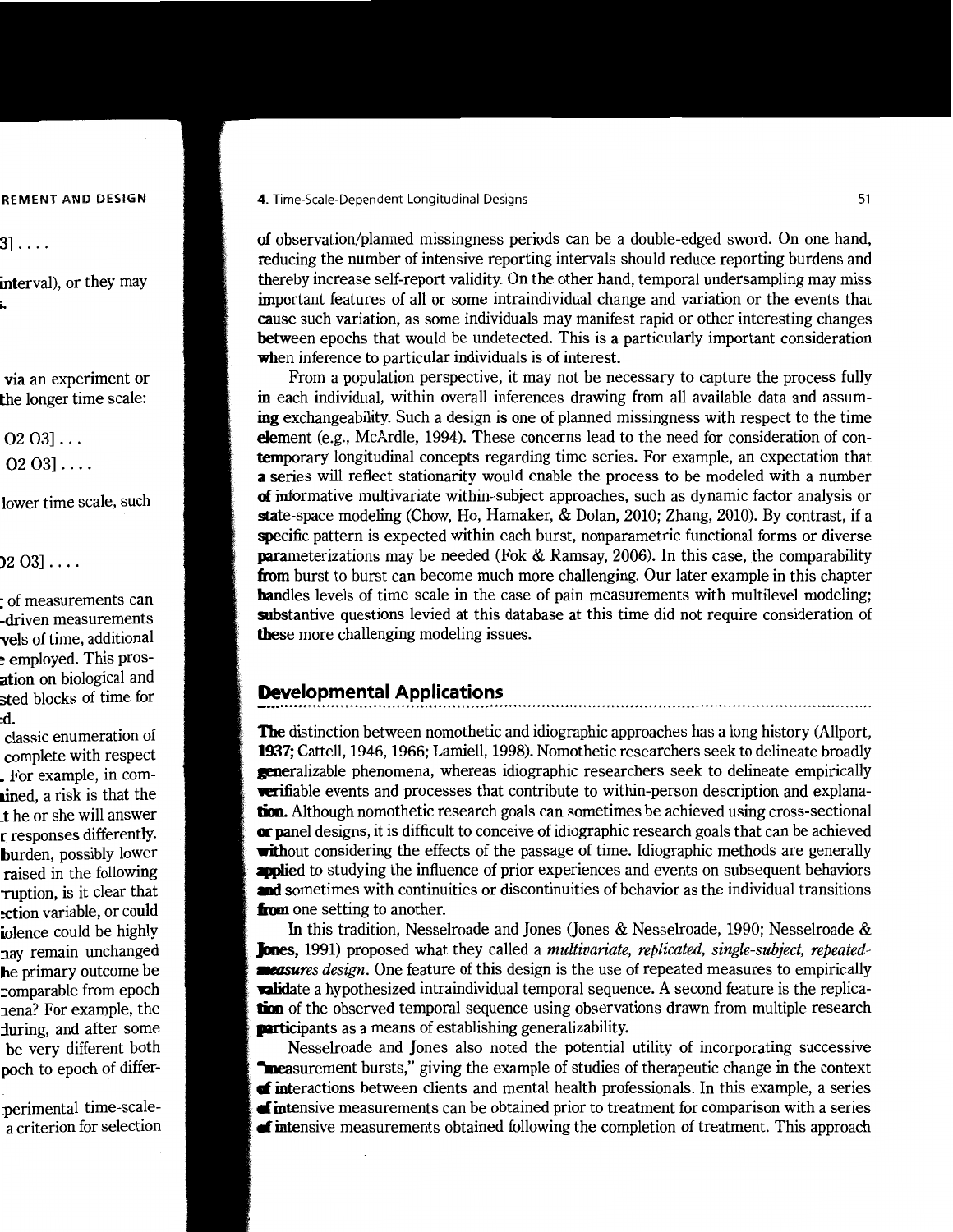of observation/planned missingness periods can be a double-edged sword. On one hand, reducing the number of intensive reporting intervals should reduce reporting burdens and thereby increase self-report validity. On the other hand, temporal undersampling may miss important features of all or some intraindividual change and variation or the events that cause such variation, as some individuals may manifest rapid or other interesting changes between epochs that would be undetected. This is a particularly important consideration when inference to particular individuals is of interest.

From a population perspective, it may not be necessary to capture the process fully in each individual, within overall inferences drawing from all available data and assuming exchangeability. Such a design is one of planned missingness with respect to the time element (e.g., McArdle, 1994). These concerns lead to the need for consideration of contemporary longitudinal concepts regarding time series. For example, an expectation that a series will reflect stationarity would enable the process to be modeled with a number of informative multivariate within-subject approaches, such as dynamic factor analysis or state-space modeling (Chow, Ho, Hamaker, & Dolan, 2010; Zhang, 2010). By contrast, if a specific pattern is expected within each burst, nonparametric functional forms or diverse parameterizations may be needed (Fok & Ramsay, 2006). In this case, the comparability from burst to burst can become much more challenging. Our later example in this chapter handles levels of time scale in the case of pain measurements with multilevel modeling; substantive questions levied at this database at this time did not require consideration of these more challenging modeling issues.

## Developmental Applications

The distinction between nomothetic and idiographic approaches has a long history (Allport, 1937; Cattell, 1946, 1966; Lamiell, 1998). Nomothetic researchers seek to delineate broadly generalizable phenomena, whereas idiographic researchers seek to delineate empirically verifiable events and processes that contribute to within-person description and explanation. Although nomothetic research goals can sometimes be achieved using cross-sectional or panel designs, it is difficult to conceive of idiographic research goals that can be achieved without considering the effects of the passage of time. Idiographic methods are generally applied to studying the influence of prior experiences and events on subsequent behaviors and sometimes with continuities or discontinuities of behavior as the individual transitions from one setting to another.

In this tradition, Nesselroade and Jones (Jones & Nesselroade, 1990; Nesselroade & Jones, 1991) proposed what they called a *multivariate, replicated, single-subject, repeated-measures design*. One feature of this design is the use of repeated measures to empirically validate a hypothesized intraindividual temporal sequence. A second feature is the replication of the observed temporal sequence using observations drawn from multiple research participants as a means of establishing generalizability.

Nesselroade and Jones also noted the potential utility of incorporating successive "measurement bursts," giving the example of studies of therapeutic change in the context of interactions between clients and mental health professionals. In this example, a series of intensive measurements can be obtained prior to treatment for comparison with a series of intensive measurements obtained following the completion of treatment. This approach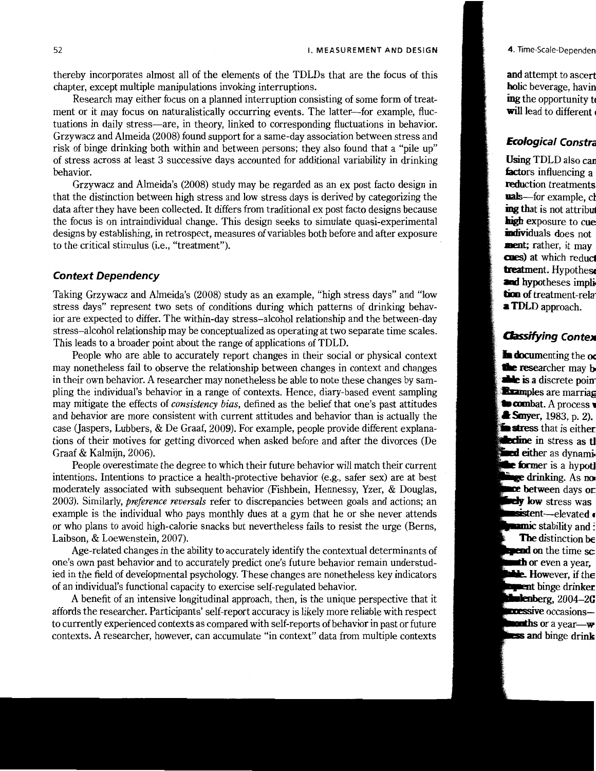thereby incorporates almost all of the elements of the TDLDs that are the focus of this chapter, except multiple manipulations invoking interruptions.

Research may either focus on a planned interruption consisting of some form of treatment or it may focus on naturalistically occurring events. The latter—for example, fluctuations in daily stress—are, in theory, linked to corresponding fluctuations in behavior. Grzywacz and Almeida (2008) found support for a same-day association between stress and risk of binge drinking both within and between persons; they also found that a "pile up" of stress across at least 3 successive days accounted for additional variability in drinking behavior.

Grzywacz and Almeida's (2008) study may be regarded as an ex post facto design in that the distinction between high stress and low stress days is derived by categorizing the data after they have been collected. It differs from traditional ex post facto designs because the focus is on intraindividual change. This design seeks to simulate quasi-experimental designs by establishing, in retrospect, measures of variables both before and after exposure to the critical stimulus (i.e., "treatment").

### *Context Dependency*

Taking Grzywacz and Almeida's (2008) study as an example, "high stress days" and "low stress days" represent two sets of conditions during which patterns of drinking behavior are expected to differ. The within-day stress–alcohol relationship and the between-day stress–alcohol relationship may be conceptualized as operating at two separate time scales. This leads to a broader point about the range of applications of TDLD.

People who are able to accurately report changes in their social or physical context may nonetheless fail to observe the relationship between changes in context and changes in their own behavior. A researcher may nonetheless be able to note these changes by sampling the individual's behavior in a range of contexts. Hence, diary-based event sampling may mitigate the effects of *consistency bias*, defined as the belief that one's past attitudes and behavior are more consistent with current attitudes and behavior than is actually the case (Jaspers, Lubbers, & De Graaf, 2009). For example, people provide different explanations of their motives for getting divorced when asked before and after the divorces (De Graaf & Kalmijn, 2006).

People overestimate the degree to which their future behavior will match their current intentions. Intentions to practice a health-protective behavior (e.g., safer sex) are at best moderately associated with subsequent behavior (Fishbein, Hennessy, Yzer, & Douglas, 2003). Similarly, *preference reversals* refer to discrepancies between goals and actions; an example is the individual who pays monthly dues at a gym that he or she never attends or who plans to avoid high-calorie snacks but nevertheless fails to resist the urge (Berns, Laibson, & Loewenstein, 2007).

Age-related changes in the ability to accurately identify the contextual determinants of one's own past behavior and to accurately predict one's future behavior remain understudied in the field of developmental psychology. These changes are nonetheless key indicators of an individual's functional capacity to exercise self-regulated behavior.

A benefit of an intensive longitudinal approach, then, is the unique perspective that it affords the researcher. Participants' self-report accuracy is likely more reliable with respect to currently experienced contexts as compared with self-reports of behavior in past or future contexts. A researcher, however, can accumulate "in context" data from multiple contexts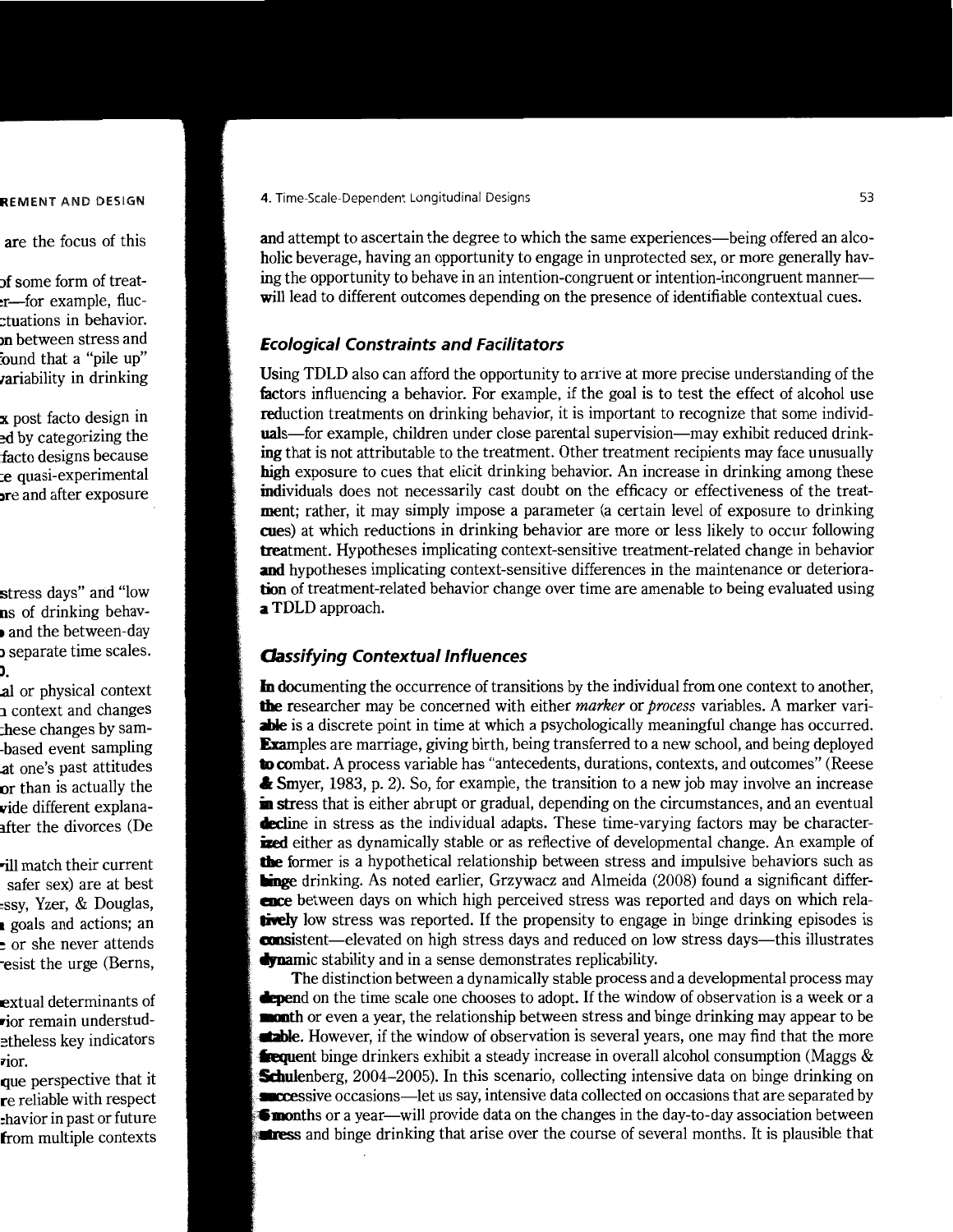and attempt to ascertain the degree to which the same experiences—being offered an alcoholic beverage, having an opportunity to engage in unprotected sex, or more generally having the opportunity to behave in an intention-congruent or intention-incongruent manner—will lead to different outcomes depending on the presence of identifiable contextual cues.

### *Ecological Constraints and Facilitators*

Using TDLD also can afford the opportunity to arrive at more precise understanding of the factors influencing a behavior. For example, if the goal is to test the effect of alcohol use reduction treatments on drinking behavior, it is important to recognize that some individuals—for example, children under close parental supervision—may exhibit reduced drinking that is not attributable to the treatment. Other treatment recipients may face unusually high exposure to cues that elicit drinking behavior. An increase in drinking among these individuals does not necessarily cast doubt on the efficacy or effectiveness of the treatment; rather, it may simply impose a parameter (a certain level of exposure to drinking cues) at which reductions in drinking behavior are more or less likely to occur following treatment. Hypotheses implicating context-sensitive treatment-related change in behavior and hypotheses implicating context-sensitive differences in the maintenance or deterioration of treatment-related behavior change over time are amenable to being evaluated using a TDLD approach.

### *Classifying Contextual Influences*

In documenting the occurrence of transitions by the individual from one context to another, the researcher may be concerned with either *marker* or *process* variables. A marker variable is a discrete point in time at which a psychologically meaningful change has occurred. Examples are marriage, giving birth, being transferred to a new school, and being deployed to combat. A process variable has "antecedents, durations, contexts, and outcomes" (Reese & Smyer, 1983, p. 2). So, for example, the transition to a new job may involve an increase in stress that is either abrupt or gradual, depending on the circumstances, and an eventual decline in stress as the individual adapts. These time-varying factors may be characterized either as dynamically stable or as reflective of developmental change. An example of the former is a hypothetical relationship between stress and impulsive behaviors such as binge drinking. As noted earlier, Grzywacz and Almeida (2008) found a significant difference between days on which high perceived stress was reported and days on which relatively low stress was reported. If the propensity to engage in binge drinking episodes is consistent—elevated on high stress days and reduced on low stress days—this illustrates dynamic stability and in a sense demonstrates replicability.

The distinction between a dynamically stable process and a developmental process may depend on the time scale one chooses to adopt. If the window of observation is a week or a month or even a year, the relationship between stress and binge drinking may appear to be stable. However, if the window of observation is several years, one may find that the more frequent binge drinkers exhibit a steady increase in overall alcohol consumption (Maggs & Schulenberg, 2004–2005). In this scenario, collecting intensive data on binge drinking on successive occasions—let us say, intensive data collected on occasions that are separated by 6 months or a year—will provide data on the changes in the day-to-day association between stress and binge drinking that arise over the course of several months. It is plausible that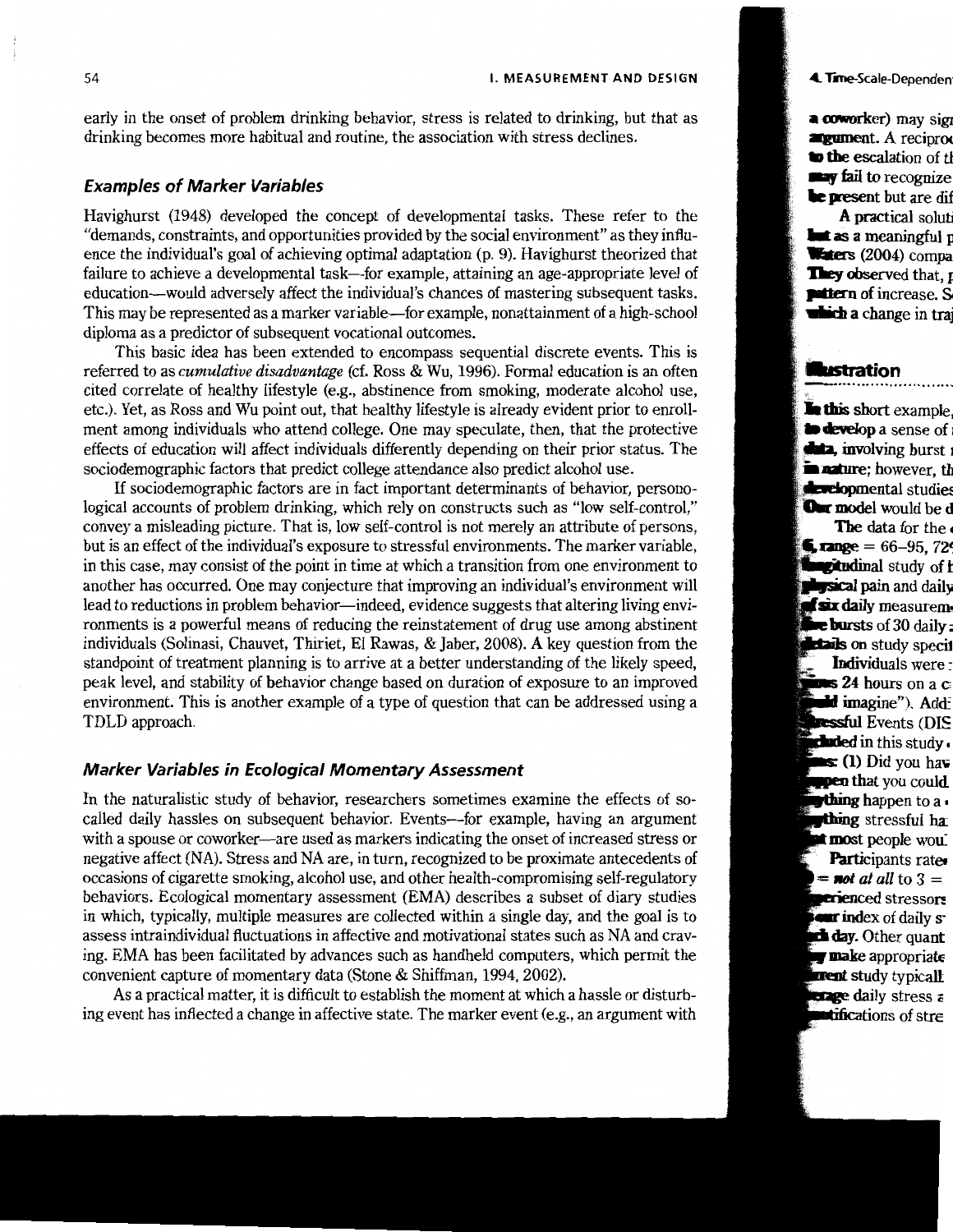early in the onset of problem drinking behavior, stress is related to drinking, but that as drinking becomes more habitual and routine, the association with stress declines.

### Examples of Marker Variables

Havighurst (1948) developed the concept of developmental tasks. These refer to the "demands, constraints, and opportunities provided by the social environment" as they influence the individual's goal of achieving optimal adaptation (p. 9). Havighurst theorized that failure to achieve a developmental task—for example, attaining an age-appropriate level of education—would adversely affect the individual's chances of mastering subsequent tasks. This may be represented as a marker variable—for example, nonattainment of a high-school diploma as a predictor of subsequent vocational outcomes.

This basic idea has been extended to encompass sequential discrete events. This is referred to as *cumulative disadvantage* (cf. Ross & Wu, 1996). Formal education is an often cited correlate of healthy lifestyle (e.g., abstinence from smoking, moderate alcohol use, etc.). Yet, as Ross and Wu point out, that healthy lifestyle is already evident prior to enrollment among individuals who attend college. One may speculate, then, that the protective effects of education will affect individuals differently depending on their prior status. The sociodemographic factors that predict college attendance also predict alcohol use.

If sociodemographic factors are in fact important determinants of behavior, personological accounts of problem drinking, which rely on constructs such as "low self-control," convey a misleading picture. That is, low self-control is not merely an attribute of persons, but is an effect of the individual's exposure to stressful environments. The marker variable, in this case, may consist of the point in time at which a transition from one environment to another has occurred. One may conjecture that improving an individual's environment will lead to reductions in problem behavior—indeed, evidence suggests that altering living environments is a powerful means of reducing the reinstatement of drug use among abstinent individuals (Solinasi, Chauvet, Thiriet, El Rawas, & Jaber, 2008). A key question from the standpoint of treatment planning is to arrive at a better understanding of the likely speed, peak level, and stability of behavior change based on duration of exposure to an improved environment. This is another example of a type of question that can be addressed using a TDLD approach.

### Marker Variables in Ecological Momentary Assessment

In the naturalistic study of behavior, researchers sometimes examine the effects of so-called daily hassles on subsequent behavior. Events—for example, having an argument with a spouse or coworker—are used as markers indicating the onset of increased stress or negative affect (NA). Stress and NA are, in turn, recognized to be proximate antecedents of occasions of cigarette smoking, alcohol use, and other health-compromising self-regulatory behaviors. Ecological momentary assessment (EMA) describes a subset of diary studies in which, typically, multiple measures are collected within a single day, and the goal is to assess intraindividual fluctuations in affective and motivational states such as NA and craving. EMA has been facilitated by advances such as handheld computers, which permit the convenient capture of momentary data (Stone & Shiffman, 1994, 2002).

As a practical matter, it is difficult to establish the moment at which a hassle or disturbing event has inflected a change in affective state. The marker event (e.g., an argument with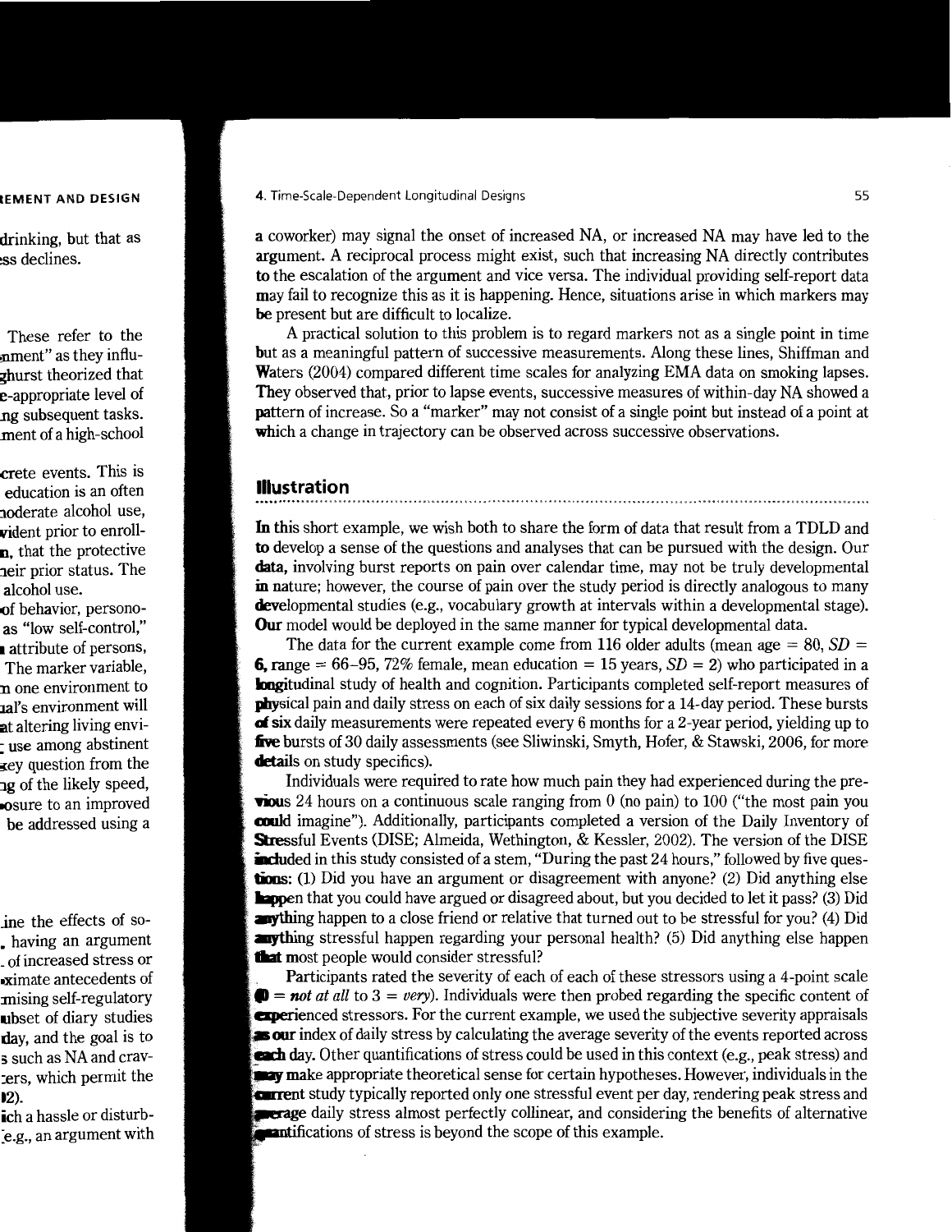a coworker) may signal the onset of increased NA, or increased NA may have led to the argument. A reciprocal process might exist, such that increasing NA directly contributes to the escalation of the argument and vice versa. The individual providing self-report data may fail to recognize this as it is happening. Hence, situations arise in which markers may be present but are difficult to localize.

A practical solution to this problem is to regard markers not as a single point in time but as a meaningful pattern of successive measurements. Along these lines, Shiffman and Waters (2004) compared different time scales for analyzing EMA data on smoking lapses. They observed that, prior to lapse events, successive measures of within-day NA showed a pattern of increase. So a "marker" may not consist of a single point but instead of a point at which a change in trajectory can be observed across successive observations.

## Illustration

In this short example, we wish both to share the form of data that result from a TDLD and to develop a sense of the questions and analyses that can be pursued with the design. Our data, involving burst reports on pain over calendar time, may not be truly developmental in nature; however, the course of pain over the study period is directly analogous to many developmental studies (e.g., vocabulary growth at intervals within a developmental stage). Our model would be deployed in the same manner for typical developmental data.

The data for the current example come from 116 older adults (mean age = 80, *SD* = 6, range = 66–95, 72% female, mean education = 15 years, *SD* = 2) who participated in a longitudinal study of health and cognition. Participants completed self-report measures of physical pain and daily stress on each of six daily sessions for a 14-day period. These bursts of six daily measurements were repeated every 6 months for a 2-year period, yielding up to five bursts of 30 daily assessments (see Sliwinski, Smyth, Hofer, & Stawski, 2006, for more details on study specifics).

Individuals were required to rate how much pain they had experienced during the previous 24 hours on a continuous scale ranging from 0 (no pain) to 100 ("the most pain you could imagine"). Additionally, participants completed a version of the Daily Inventory of Stressful Events (DISE; Almeida, Wethington, & Kessler, 2002). The version of the DISE included in this study consisted of a stem, "During the past 24 hours," followed by five questions: (1) Did you have an argument or disagreement with anyone? (2) Did anything else happen that you could have argued or disagreed about, but you decided to let it pass? (3) Did anything happen to a close friend or relative that turned out to be stressful for you? (4) Did anything stressful happen regarding your personal health? (5) Did anything else happen that most people would consider stressful?

Participants rated the severity of each of each of these stressors using a 4-point scale (0 = *not at all* to 3 = *very*). Individuals were then probed regarding the specific content of experienced stressors. For the current example, we used the subjective severity appraisals as our index of daily stress by calculating the average severity of the events reported across each day. Other quantifications of stress could be used in this context (e.g., peak stress) and may make appropriate theoretical sense for certain hypotheses. However, individuals in the current study typically reported only one stressful event per day, rendering peak stress and average daily stress almost perfectly collinear, and considering the benefits of alternative quantifications of stress is beyond the scope of this example.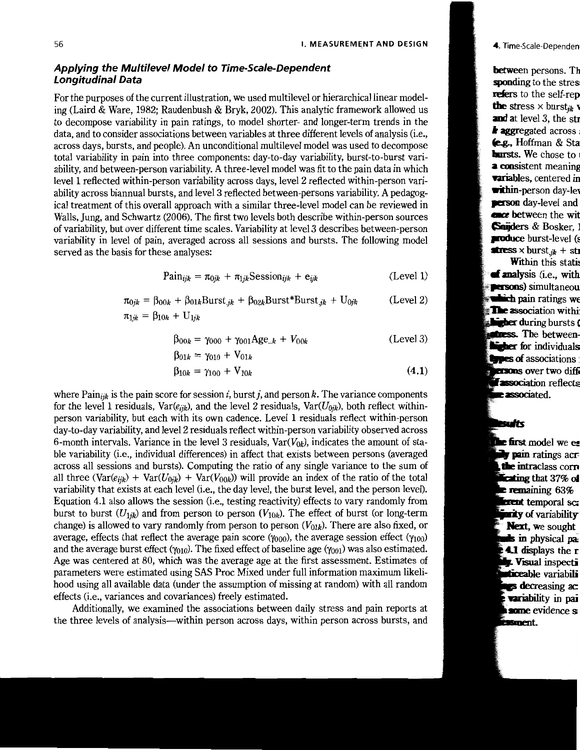### *Applying the Multilevel Model to Time-Scale-Dependent Longitudinal Data*

For the purposes of the current illustration, we used multilevel or hierarchical linear modeling (Laird & Ware, 1982; Raudenbush & Bryk, 2002). This analytic framework allowed us to decompose variability in pain ratings, to model shorter- and longer-term trends in the data, and to consider associations between variables at three different levels of analysis (i.e., across days, bursts, and people). An unconditional multilevel model was used to decompose total variability in pain into three components: day-to-day variability, burst-to-burst variability, and between-person variability. A three-level model was fit to the pain data in which level 1 reflected within-person variability across days, level 2 reflected within-person variability across biannual bursts, and level 3 reflected between-persons variability. A pedagogical treatment of this overall approach with a similar three-level model can be reviewed in Walls, Jung, and Schwartz (2006). The first two levels both describe within-person sources of variability, but over different time scales. Variability at level 3 describes between-person variability in level of pain, averaged across all sessions and bursts. The following model served as the basis for these analyses:

$$\text{Pain}_{ijk} = \pi_{0jk} + \pi_{1jk}\text{Session}_{ijk} + e_{ijk} \qquad \text{(Level 1)}$$

$$\pi_{0jk} = \beta_{00k} + \beta_{01k}\text{Burst}_{jk} + \beta_{02k}\text{Burst*Burst}_{jk} + U_{0jk} \qquad \text{(Level 2)}$$

$$\pi_{1jk} = \beta_{10k} + U_{1jk}$$

$$\beta_{00k} = \gamma_{000} + \gamma_{001}\text{Age}_{..k} + V_{00k} \qquad \text{(Level 3)}$$

$$\beta_{01k} = \gamma_{010} + V_{01k}$$

$$\beta_{10k} = \gamma_{100} + V_{10k} \qquad \textbf{(4.1)}$$

where $\text{Pain}_{ijk}$ is the pain score for session $i$, burst $j$, and person $k$. The variance components for the level 1 residuals, $\text{Var}(e_{ijk})$, and the level 2 residuals, $\text{Var}(U_{0jk})$, both reflect within-person variability, but each with its own cadence. Level 1 residuals reflect within-person day-to-day variability, and level 2 residuals reflect within-person variability observed across 6-month intervals. Variance in the level 3 residuals, $\text{Var}(V_{0k})$, indicates the amount of stable variability (i.e., individual differences) in affect that exists between persons (averaged across all sessions and bursts). Computing the ratio of any single variance to the sum of all three ($\text{Var}(e_{ijk}) + \text{Var}(U_{0jk}) + \text{Var}(V_{00k})$) will provide an index of the ratio of the total variability that exists at each level (i.e., the day level, the burst level, and the person level). Equation 4.1 also allows the session (i.e., testing reactivity) effects to vary randomly from burst to burst ($U_{1jk}$) and from person to person ($V_{10k}$). The effect of burst (or long-term change) is allowed to vary randomly from person to person ($V_{01k}$). There are also fixed, or average, effects that reflect the average pain score ($\gamma_{000}$), the average session effect ($\gamma_{100}$) and the average burst effect ($\gamma_{010}$). The fixed effect of baseline age ($\gamma_{001}$) was also estimated. Age was centered at 80, which was the average age at the first assessment. Estimates of parameters were estimated using SAS Proc Mixed under full information maximum likelihood using all available data (under the assumption of missing at random) with all random effects (i.e., variances and covariances) freely estimated.

Additionally, we examined the associations between daily stress and pain reports at the three levels of analysis—within person across days, within person across bursts, and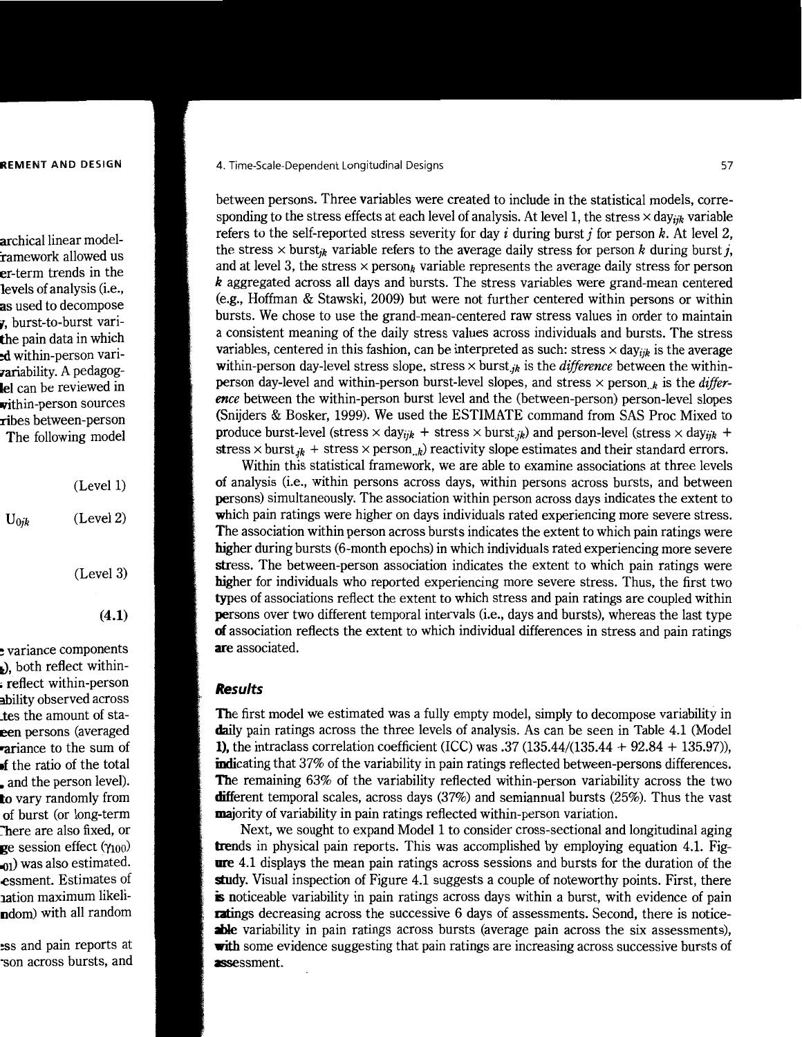between persons. Three variables were created to include in the statistical models, corresponding to the stress effects at each level of analysis. At level 1, the stress × $\text{day}_{ijk}$ variable refers to the self-reported stress severity for day $i$ during burst $j$ for person $k$. At level 2, the stress × $\text{burst}_{jk}$ variable refers to the average daily stress for person $k$ during burst $j$, and at level 3, the stress × $\text{person}_k$ variable represents the average daily stress for person $k$ aggregated across all days and bursts. The stress variables were grand-mean centered (e.g., Hoffman & Stawski, 2009) but were not further centered within persons or within bursts. We chose to use the grand-mean-centered raw stress values in order to maintain a consistent meaning of the daily stress values across individuals and bursts. The stress variables, centered in this fashion, can be interpreted as such: stress × $\text{day}_{ijk}$ is the average within-person day-level stress slope, stress × $\text{burst}_{.jk}$ is the *difference* between the within-person day-level and within-person burst-level slopes, and stress × $\text{person}_{..k}$ is the *difference* between the within-person burst level and the (between-person) person-level slopes (Snijders & Bosker, 1999). We used the ESTIMATE command from SAS Proc Mixed to produce burst-level (stress × $\text{day}_{ijk}$ + stress × $\text{burst}_{.jk}$) and person-level (stress × $\text{day}_{ijk}$ + stress × $\text{burst}_{.jk}$ + stress × $\text{person}_{..k}$) reactivity slope estimates and their standard errors.

Within this statistical framework, we are able to examine associations at three levels of analysis (i.e., within persons across days, within persons across bursts, and between persons) simultaneously. The association within person across days indicates the extent to which pain ratings were higher on days individuals rated experiencing more severe stress. The association within person across bursts indicates the extent to which pain ratings were higher during bursts (6-month epochs) in which individuals rated experiencing more severe stress. The between-person association indicates the extent to which pain ratings were higher for individuals who reported experiencing more severe stress. Thus, the first two types of associations reflect the extent to which stress and pain ratings are coupled within persons over two different temporal intervals (i.e., days and bursts), whereas the last type of association reflects the extent to which individual differences in stress and pain ratings are associated.

### Results

The first model we estimated was a fully empty model, simply to decompose variability in daily pain ratings across the three levels of analysis. As can be seen in Table 4.1 (Model 1), the intraclass correlation coefficient (ICC) was .37 (135.44/(135.44 + 92.84 + 135.97)), indicating that 37% of the variability in pain ratings reflected between-persons differences. The remaining 63% of the variability reflected within-person variability across the two different temporal scales, across days (37%) and semiannual bursts (25%). Thus the vast majority of variability in pain ratings reflected within-person variation.

Next, we sought to expand Model 1 to consider cross-sectional and longitudinal aging trends in physical pain reports. This was accomplished by employing equation 4.1. Figure 4.1 displays the mean pain ratings across sessions and bursts for the duration of the study. Visual inspection of Figure 4.1 suggests a couple of noteworthy points. First, there is noticeable variability in pain ratings across days within a burst, with evidence of pain ratings decreasing across the successive 6 days of assessments. Second, there is noticeable variability in pain ratings across bursts (average pain across the six assessments), with some evidence suggesting that pain ratings are increasing across successive bursts of assessment.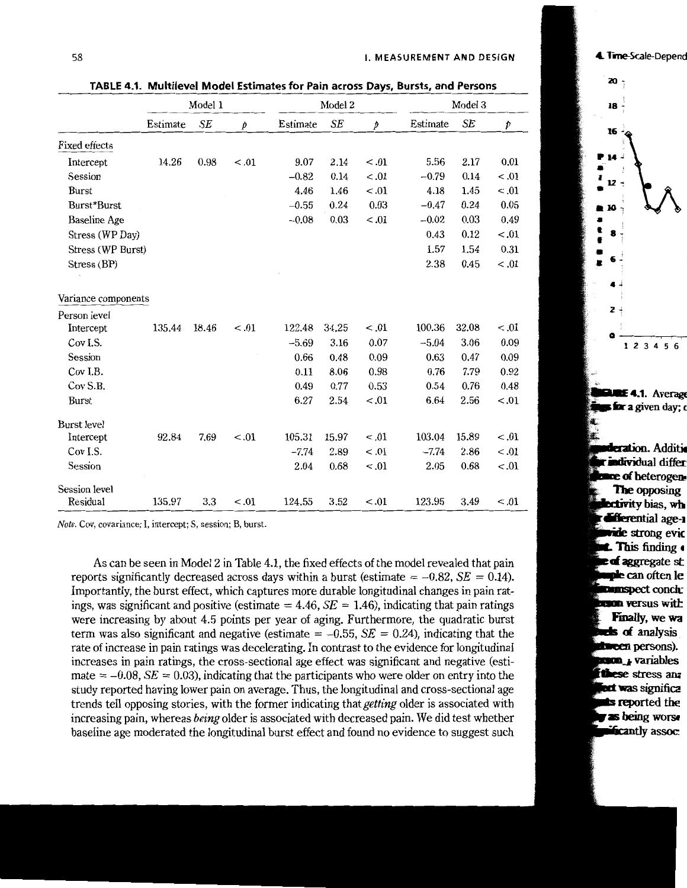**TABLE 4.1. Multilevel Model Estimates for Pain across Days, Bursts, and Persons**

| | Model 1 | | | Model 2 | | | Model 3 | | |
|---|---|---|---|---|---|---|---|---|---|
| | Estimate | *SE* | *p* | Estimate | *SE* | *p* | Estimate | *SE* | *p* |
| **Fixed effects** | | | | | | | | | |
| Intercept | 14.26 | 0.98 | <.01 | 9.07 | 2.14 | <.01 | 5.56 | 2.17 | 0.01 |
| Session | | | | −0.82 | 0.14 | <.01 | −0.79 | 0.14 | <.01 |
| Burst | | | | 4.46 | 1.46 | <.01 | 4.18 | 1.45 | <.01 |
| Burst*Burst | | | | −0.55 | 0.24 | 0.03 | −0.47 | 0.24 | 0.05 |
| Baseline Age | | | | −0.08 | 0.03 | <.01 | −0.02 | 0.03 | 0.49 |
| Stress (WP Day) | | | | | | | 0.43 | 0.12 | <.01 |
| Stress (WP Burst) | | | | | | | 1.57 | 1.54 | 0.31 |
| Stress (BP) | | | | | | | 2.38 | 0.45 | <.01 |
| **Variance components** | | | | | | | | | |
| *Person level* | | | | | | | | | |
| Intercept | 135.44 | 18.46 | <.01 | 122.48 | 34.25 | <.01 | 100.36 | 32.08 | <.01 |
| Cov I.S. | | | | −5.69 | 3.16 | 0.07 | −5.04 | 3.06 | 0.09 |
| Session | | | | 0.66 | 0.48 | 0.09 | 0.63 | 0.47 | 0.09 |
| Cov I.B. | | | | 0.11 | 8.06 | 0.98 | 0.76 | 7.79 | 0.92 |
| Cov S.B. | | | | 0.49 | 0.77 | 0.53 | 0.54 | 0.76 | 0.48 |
| Burst | | | | 6.27 | 2.54 | <.01 | 6.64 | 2.56 | <.01 |
| *Burst level* | | | | | | | | | |
| Intercept | 92.84 | 7.69 | <.01 | 105.31 | 15.97 | <.01 | 103.04 | 15.89 | <.01 |
| Cov I.S. | | | | −7.74 | 2.89 | <.01 | −7.74 | 2.86 | <.01 |
| Session | | | | 2.04 | 0.68 | <.01 | 2.05 | 0.68 | <.01 |
| *Session level* | | | | | | | | | |
| Residual | 135.97 | 3.3 | <.01 | 124.55 | 3.52 | <.01 | 123.95 | 3.49 | <.01 |

*Note.* Cov, covariance; I, intercept; S, session; B, burst.

As can be seen in Model 2 in Table 4.1, the fixed effects of the model revealed that pain reports significantly decreased across days within a burst (estimate = −0.82, *SE* = 0.14). Importantly, the burst effect, which captures more durable longitudinal changes in pain ratings, was significant and positive (estimate = 4.46, *SE* = 1.46), indicating that pain ratings were increasing by about 4.5 points per year of aging. Furthermore, the quadratic burst term was also significant and negative (estimate = −0.55, *SE* = 0.24), indicating that the rate of increase in pain ratings was decelerating. In contrast to the evidence for longitudinal increases in pain ratings, the cross-sectional age effect was significant and negative (estimate = −0.08, *SE* = 0.03), indicating that the participants who were older on entry into the study reported having lower pain on average. Thus, the longitudinal and cross-sectional age trends tell opposing stories, with the former indicating that *getting* older is associated with increasing pain, whereas *being* older is associated with decreased pain. We did test whether baseline age moderated the longitudinal burst effect and found no evidence to suggest such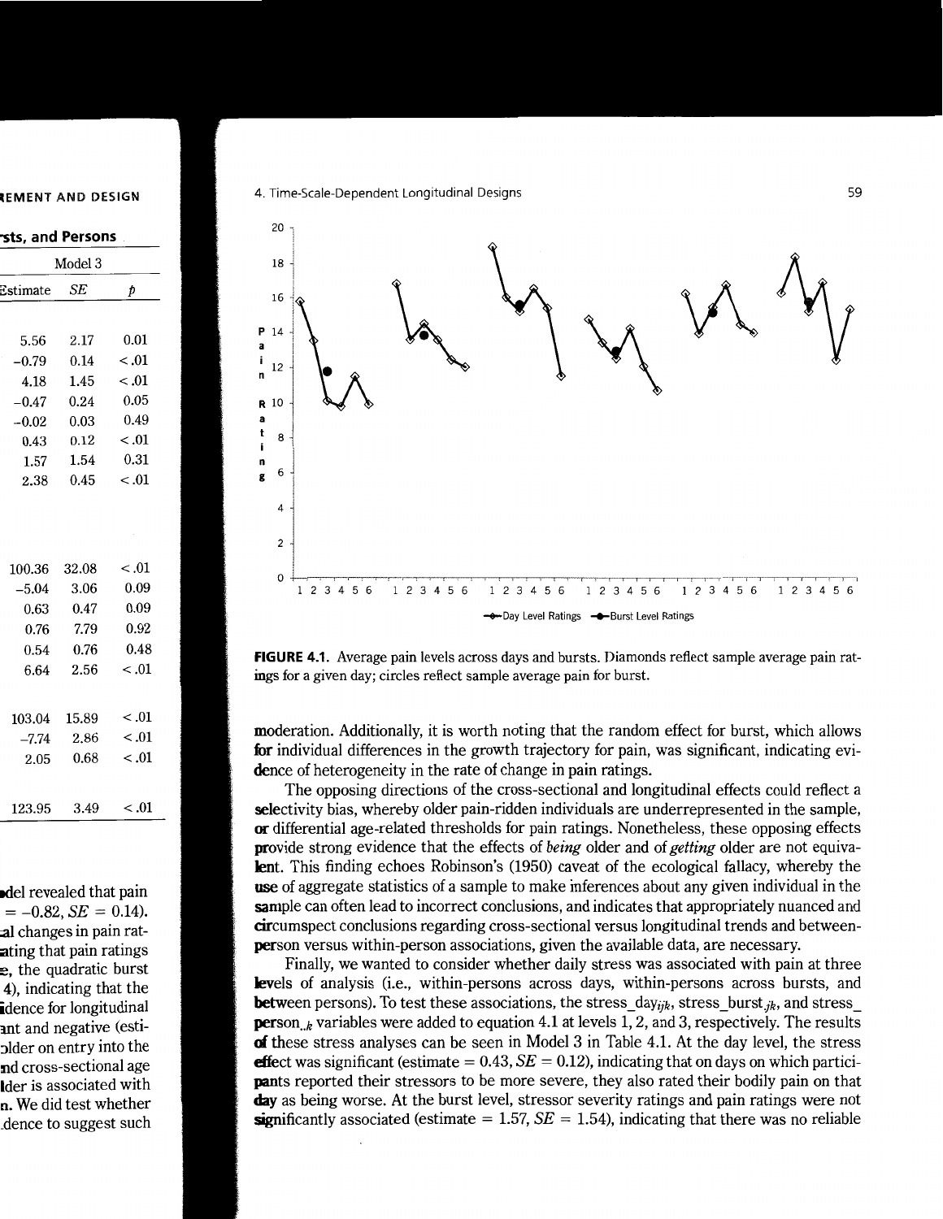FIGURE 4.1. Average pain levels across days and bursts. Diamonds reflect sample average pain ratings for a given day; circles reflect sample average pain for burst.

moderation. Additionally, it is worth noting that the random effect for burst, which allows for individual differences in the growth trajectory for pain, was significant, indicating evidence of heterogeneity in the rate of change in pain ratings.

The opposing directions of the cross-sectional and longitudinal effects could reflect a selectivity bias, whereby older pain-ridden individuals are underrepresented in the sample, or differential age-related thresholds for pain ratings. Nonetheless, these opposing effects provide strong evidence that the effects of *being* older and of *getting* older are not equivalent. This finding echoes Robinson's (1950) caveat of the ecological fallacy, whereby the use of aggregate statistics of a sample to make inferences about any given individual in the sample can often lead to incorrect conclusions, and indicates that appropriately nuanced and circumspect conclusions regarding cross-sectional versus longitudinal trends and between-person versus within-person associations, given the available data, are necessary.

Finally, we wanted to consider whether daily stress was associated with pain at three levels of analysis (i.e., within-persons across days, within-persons across bursts, and between persons). To test these associations, the $stress\_day_{ijk}$, $stress\_burst_{.jk}$, and $stress\_person_{..k}$ variables were added to equation 4.1 at levels 1, 2, and 3, respectively. The results of these stress analyses can be seen in Model 3 in Table 4.1. At the day level, the stress effect was significant (estimate $= 0.43$, $SE = 0.12$), indicating that on days on which participants reported their stressors to be more severe, they also rated their bodily pain on that day as being worse. At the burst level, stressor severity ratings and pain ratings were not significantly associated (estimate $= 1.57$, $SE = 1.54$), indicating that there was no reliable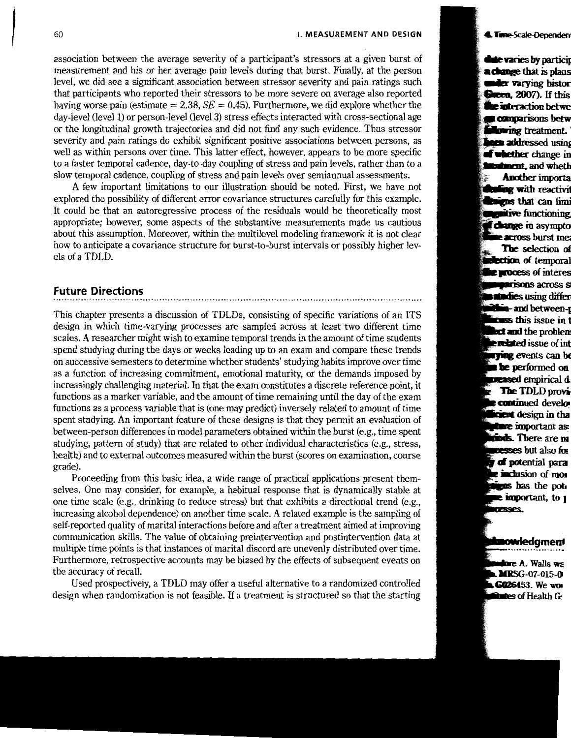association between the average severity of a participant's stressors at a given burst of measurement and his or her average pain levels during that burst. Finally, at the person level, we did see a significant association between stressor severity and pain ratings such that participants who reported their stressors to be more severe on average also reported having worse pain (estimate = 2.38, $SE$ = 0.45). Furthermore, we did explore whether the day-level (level 1) or person-level (level 3) stress effects interacted with cross-sectional age or the longitudinal growth trajectories and did not find any such evidence. Thus stressor severity and pain ratings do exhibit significant positive associations between persons, as well as within persons over time. This latter effect, however, appears to be more specific to a faster temporal cadence, day-to-day coupling of stress and pain levels, rather than to a slow temporal cadence, coupling of stress and pain levels over semiannual assessments.

A few important limitations to our illustration should be noted. First, we have not explored the possibility of different error covariance structures carefully for this example. It could be that an autoregressive process of the residuals would be theoretically most appropriate; however, some aspects of the substantive measurements made us cautious about this assumption. Moreover, within the multilevel modeling framework it is not clear how to anticipate a covariance structure for burst-to-burst intervals or possibly higher levels of a TDLD.

## Future Directions

This chapter presents a discussion of TDLDs, consisting of specific variations of an ITS design in which time-varying processes are sampled across at least two different time scales. A researcher might wish to examine temporal trends in the amount of time students spend studying during the days or weeks leading up to an exam and compare these trends on successive semesters to determine whether students' studying habits improve over time as a function of increasing commitment, emotional maturity, or the demands imposed by increasingly challenging material. In that the exam constitutes a discrete reference point, it functions as a marker variable, and the amount of time remaining until the day of the exam functions as a process variable that is (one may predict) inversely related to amount of time spent studying. An important feature of these designs is that they permit an evaluation of between-person differences in model parameters obtained within the burst (e.g., time spent studying, pattern of study) that are related to other individual characteristics (e.g., stress, health) and to external outcomes measured within the burst (scores on examination, course grade).

Proceeding from this basic idea, a wide range of practical applications present themselves. One may consider, for example, a habitual response that is dynamically stable at one time scale (e.g., drinking to reduce stress) but that exhibits a directional trend (e.g., increasing alcohol dependence) on another time scale. A related example is the sampling of self-reported quality of marital interactions before and after a treatment aimed at improving communication skills. The value of obtaining preintervention and postintervention data at multiple time points is that instances of marital discord are unevenly distributed over time. Furthermore, retrospective accounts may be biased by the effects of subsequent events on the accuracy of recall.

Used prospectively, a TDLD may offer a useful alternative to a randomized controlled design when randomization is not feasible. If a treatment is structured so that the starting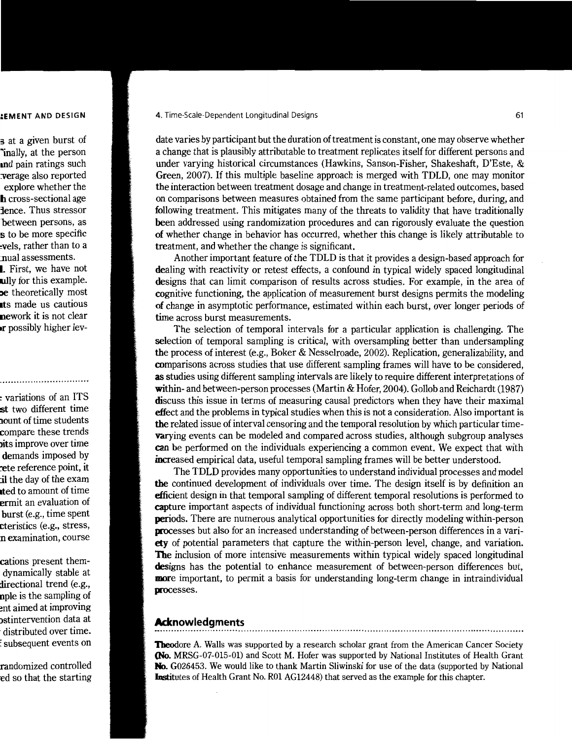date varies by participant but the duration of treatment is constant, one may observe whether a change that is plausibly attributable to treatment replicates itself for different persons and under varying historical circumstances (Hawkins, Sanson-Fisher, Shakeshaft, D'Este, & Green, 2007). If this multiple baseline approach is merged with TDLD, one may monitor the interaction between treatment dosage and change in treatment-related outcomes, based on comparisons between measures obtained from the same participant before, during, and following treatment. This mitigates many of the threats to validity that have traditionally been addressed using randomization procedures and can rigorously evaluate the question of whether change in behavior has occurred, whether this change is likely attributable to treatment, and whether the change is significant.

Another important feature of the TDLD is that it provides a design-based approach for dealing with reactivity or retest effects, a confound in typical widely spaced longitudinal designs that can limit comparison of results across studies. For example, in the area of cognitive functioning, the application of measurement burst designs permits the modeling of change in asymptotic performance, estimated within each burst, over longer periods of time across burst measurements.

The selection of temporal intervals for a particular application is challenging. The selection of temporal sampling is critical, with oversampling better than undersampling the process of interest (e.g., Boker & Nesselroade, 2002). Replication, generalizability, and comparisons across studies that use different sampling frames will have to be considered, as studies using different sampling intervals are likely to require different interpretations of within- and between-person processes (Martin & Hofer, 2004). Gollob and Reichardt (1987) discuss this issue in terms of measuring causal predictors when they have their maximal effect and the problems in typical studies when this is not a consideration. Also important is the related issue of interval censoring and the temporal resolution by which particular time-varying events can be modeled and compared across studies, although subgroup analyses can be performed on the individuals experiencing a common event. We expect that with increased empirical data, useful temporal sampling frames will be better understood.

The TDLD provides many opportunities to understand individual processes and model the continued development of individuals over time. The design itself is by definition an efficient design in that temporal sampling of different temporal resolutions is performed to capture important aspects of individual functioning across both short-term and long-term periods. There are numerous analytical opportunities for directly modeling within-person processes but also for an increased understanding of between-person differences in a variety of potential parameters that capture the within-person level, change, and variation. The inclusion of more intensive measurements within typical widely spaced longitudinal designs has the potential to enhance measurement of between-person differences but, more important, to permit a basis for understanding long-term change in intraindividual processes.

## Acknowledgments

Theodore A. Walls was supported by a research scholar grant from the American Cancer Society (No. MRSG-07-015-01) and Scott M. Hofer was supported by National Institutes of Health Grant No. G026453. We would like to thank Martin Sliwinski for use of the data (supported by National Institutes of Health Grant No. R01 AG12448) that served as the example for this chapter.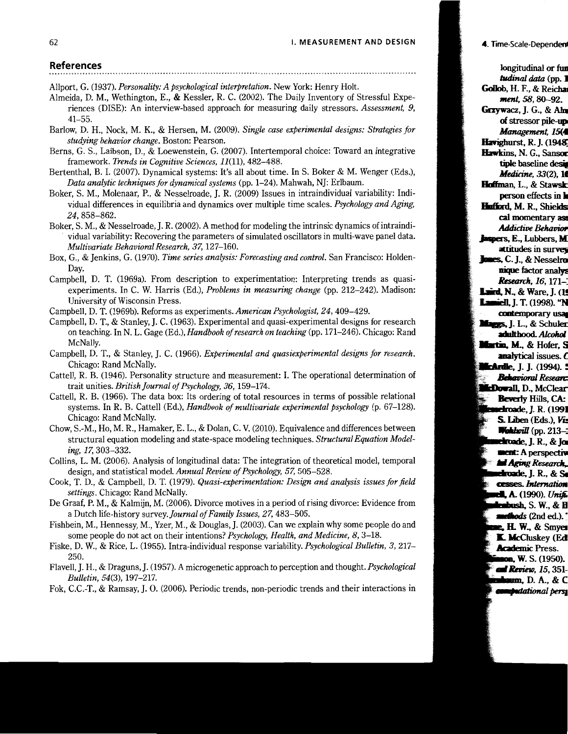## References

Allport, G. (1937). *Personality: A psychological interpretation*. New York: Henry Holt.

Almeida, D. M., Wethington, E., & Kessler, R. C. (2002). The Daily Inventory of Stressful Experiences (DISE): An interview-based approach for measuring daily stressors. *Assessment, 9*, 41–55.

Barlow, D. H., Nock, M. K., & Hersen, M. (2009). *Single case experimental designs: Strategies for studying behavior change*. Boston: Pearson.

Berns, G. S., Laibson, D., & Loewenstein, G. (2007). Intertemporal choice: Toward an integrative framework. *Trends in Cognitive Sciences, 11*(11), 482–488.

Bertenthal, B. I. (2007). Dynamical systems: It's all about time. In S. Boker & M. Wenger (Eds.), *Data analytic techniques for dynamical systems* (pp. 1–24). Mahwah, NJ: Erlbaum.

Boker, S. M., Molenaar, P., & Nesselroade, J. R. (2009) Issues in intraindividual variability: Individual differences in equilibria and dynamics over multiple time scales. *Psychology and Aging, 24*, 858–862.

Boker, S. M., & Nesselroade, J. R. (2002). A method for modeling the intrinsic dynamics of intraindividual variability: Recovering the parameters of simulated oscillators in multi-wave panel data. *Multivariate Behavioral Research, 37*, 127–160.

Box, G., & Jenkins, G. (1970). *Time series analysis: Forecasting and control*. San Francisco: Holden-Day.

Campbell, D. T. (1969a). From description to experimentation: Interpreting trends as quasi-experiments. In C. W. Harris (Ed.), *Problems in measuring change* (pp. 212–242). Madison: University of Wisconsin Press.

Campbell, D. T. (1969b). Reforms as experiments. *American Psychologist, 24*, 409–429.

Campbell, D. T., & Stanley, J. C. (1963). Experimental and quasi-experimental designs for research on teaching. In N. L. Gage (Ed.), *Handbook of research on teaching* (pp. 171–246). Chicago: Rand McNally.

Campbell, D. T., & Stanley, J. C. (1966). *Experimental and quasiexperimental designs for research*. Chicago: Rand McNally.

Cattell, R. B. (1946). Personality structure and measurement: I. The operational determination of trait unities. *British Journal of Psychology, 36*, 159–174.

Cattell, R. B. (1966). The data box: Its ordering of total resources in terms of possible relational systems. In R. B. Cattell (Ed.), *Handbook of multivariate experimental psychology* (p. 67–128). Chicago: Rand McNally.

Chow, S.-M., Ho, M. R., Hamaker, E. L., & Dolan, C. V. (2010). Equivalence and differences between structural equation modeling and state-space modeling techniques. *Structural Equation Modeling, 17*, 303–332.

Collins, L. M. (2006). Analysis of longitudinal data: The integration of theoretical model, temporal design, and statistical model. *Annual Review of Psychology, 57*, 505–528.

Cook, T. D., & Campbell, D. T. (1979). *Quasi-experimentation: Design and analysis issues for field settings*. Chicago: Rand McNally.

De Graaf, P. M., & Kalmijn, M. (2006). Divorce motives in a period of rising divorce: Evidence from a Dutch life-history survey. *Journal of Family Issues, 27*, 483–505.

Fishbein, M., Hennessy, M., Yzer, M., & Douglas, J. (2003). Can we explain why some people do and some people do not act on their intentions? *Psychology, Health, and Medicine, 8*, 3–18.

Fiske, D. W., & Rice, L. (1955). Intra-individual response variability. *Psychological Bulletin, 3*, 217–250.

Flavell, J. H., & Draguns, J. (1957). A microgenetic approach to perception and thought. *Psychological Bulletin, 54*(3), 197–217.

Fok, C.C.-T., & Ramsay, J. O. (2006). Periodic trends, non-periodic trends and their interactions in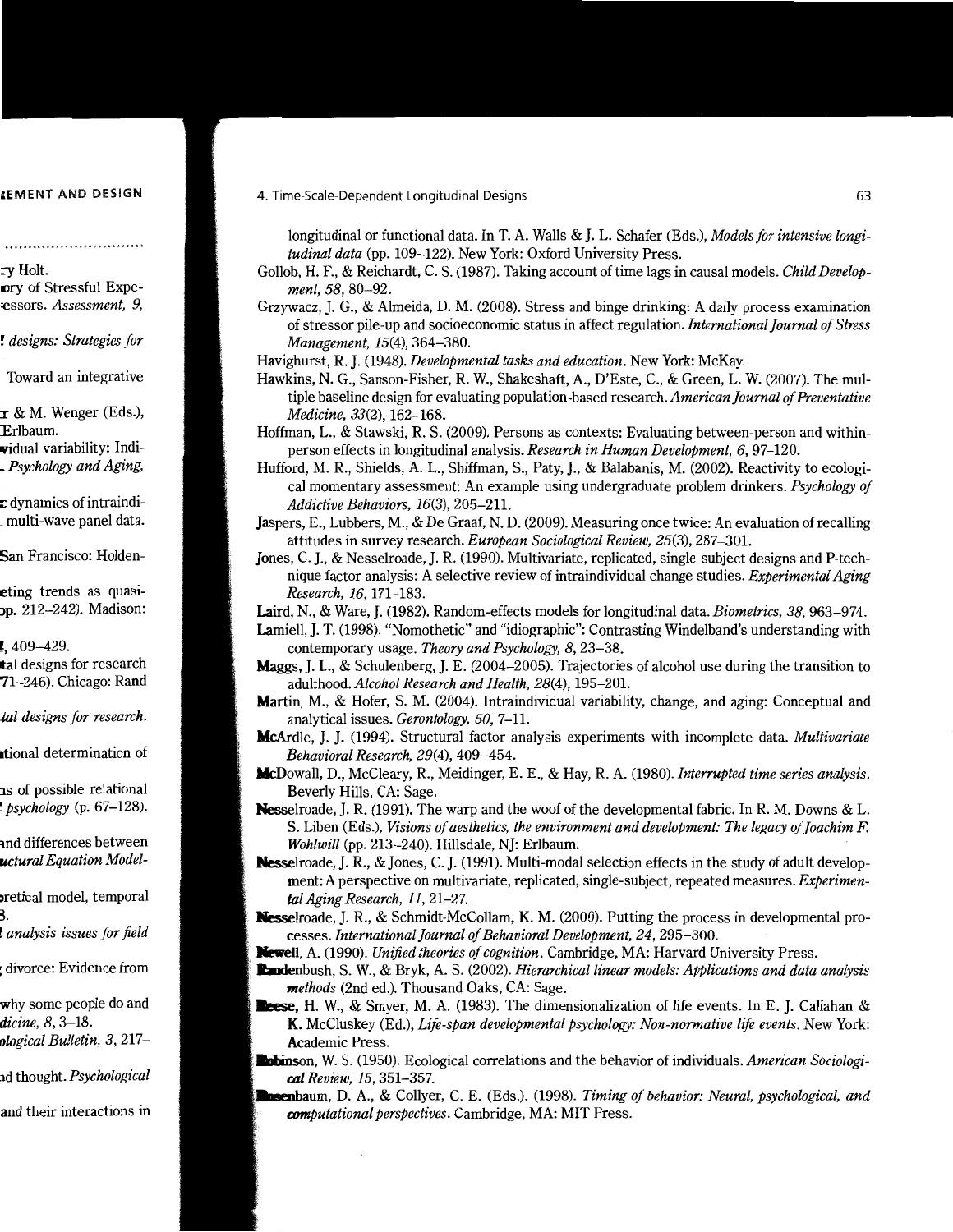longitudinal or functional data. In T. A. Walls & J. L. Schafer (Eds.), *Models for intensive longitudinal data* (pp. 109–122). New York: Oxford University Press.

Gollob, H. F., & Reichardt, C. S. (1987). Taking account of time lags in causal models. *Child Development, 58*, 80–92.

Grzywacz, J. G., & Almeida, D. M. (2008). Stress and binge drinking: A daily process examination of stressor pile-up and socioeconomic status in affect regulation. *International Journal of Stress Management, 15*(4), 364–380.

Havighurst, R. J. (1948). *Developmental tasks and education*. New York: McKay.

Hawkins, N. G., Sanson-Fisher, R. W., Shakeshaft, A., D'Este, C., & Green, L. W. (2007). The multiple baseline design for evaluating population-based research. *American Journal of Preventative Medicine, 33*(2), 162–168.

Hoffman, L., & Stawski, R. S. (2009). Persons as contexts: Evaluating between-person and within-person effects in longitudinal analysis. *Research in Human Development, 6*, 97–120.

Hufford, M. R., Shields, A. L., Shiffman, S., Paty, J., & Balabanis, M. (2002). Reactivity to ecological momentary assessment: An example using undergraduate problem drinkers. *Psychology of Addictive Behaviors, 16*(3), 205–211.

Jaspers, E., Lubbers, M., & De Graaf, N. D. (2009). Measuring once twice: An evaluation of recalling attitudes in survey research. *European Sociological Review, 25*(3), 287–301.

Jones, C. J., & Nesselroade, J. R. (1990). Multivariate, replicated, single-subject designs and P-technique factor analysis: A selective review of intraindividual change studies. *Experimental Aging Research, 16*, 171–183.

Laird, N., & Ware, J. (1982). Random-effects models for longitudinal data. *Biometrics, 38*, 963–974.

Lamiell, J. T. (1998). "Nomothetic" and "idiographic": Contrasting Windelband's understanding with contemporary usage. *Theory and Psychology, 8*, 23–38.

Maggs, J. L., & Schulenberg, J. E. (2004–2005). Trajectories of alcohol use during the transition to adulthood. *Alcohol Research and Health, 28*(4), 195–201.

Martin, M., & Hofer, S. M. (2004). Intraindividual variability, change, and aging: Conceptual and analytical issues. *Gerontology, 50*, 7–11.

McArdle, J. J. (1994). Structural factor analysis experiments with incomplete data. *Multivariate Behavioral Research, 29*(4), 409–454.

McDowall, D., McCleary, R., Meidinger, E. E., & Hay, R. A. (1980). *Interrupted time series analysis*. Beverly Hills, CA: Sage.

Nesselroade, J. R. (1991). The warp and the woof of the developmental fabric. In R. M. Downs & L. S. Liben (Eds.), *Visions of aesthetics, the environment and development: The legacy of Joachim F. Wohlwill* (pp. 213–240). Hillsdale, NJ: Erlbaum.

Nesselroade, J. R., & Jones, C. J. (1991). Multi-modal selection effects in the study of adult development: A perspective on multivariate, replicated, single-subject, repeated measures. *Experimental Aging Research, 11*, 21–27.

Nesselroade, J. R., & Schmidt-McCollam, K. M. (2000). Putting the process in developmental processes. *International Journal of Behavioral Development, 24*, 295–300.

Newell, A. (1990). *Unified theories of cognition*. Cambridge, MA: Harvard University Press.

Raudenbush, S. W., & Bryk, A. S. (2002). *Hierarchical linear models: Applications and data analysis methods* (2nd ed.). Thousand Oaks, CA: Sage.

Reese, H. W., & Smyer, M. A. (1983). The dimensionalization of life events. In E. J. Callahan & K. McCluskey (Ed.), *Life-span developmental psychology: Non-normative life events*. New York: Academic Press.

Robinson, W. S. (1950). Ecological correlations and the behavior of individuals. *American Sociological Review, 15*, 351–357.

Rosenbaum, D. A., & Collyer, C. E. (Eds.). (1998). *Timing of behavior: Neural, psychological, and computational perspectives*. Cambridge, MA: MIT Press.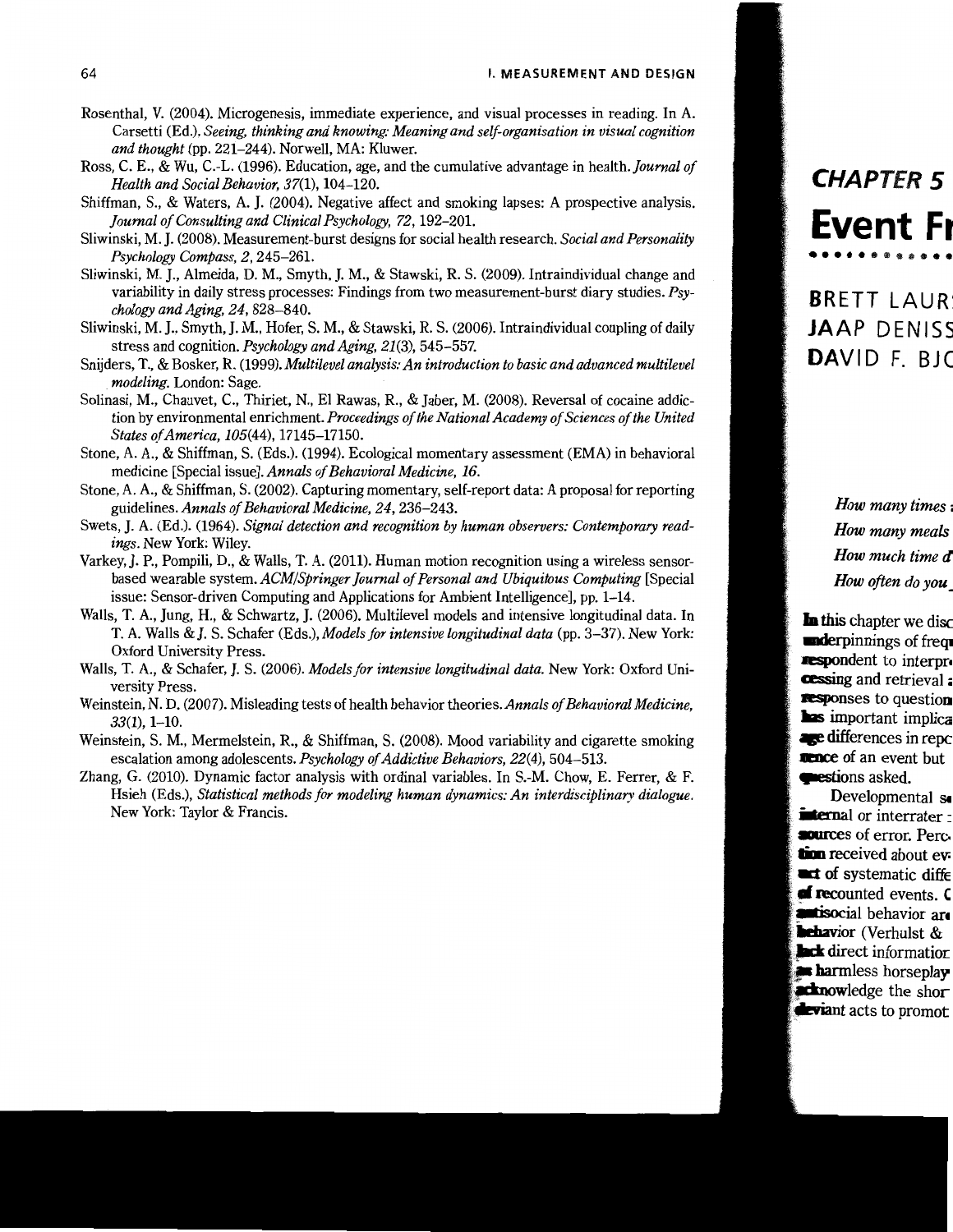- Rosenthal, V. (2004). Microgenesis, immediate experience, and visual processes in reading. In A. Carsetti (Ed.), *Seeing, thinking and knowing: Meaning and self-organisation in visual cognition and thought* (pp. 221–244). Norwell, MA: Kluwer.
- Ross, C. E., & Wu, C.-L. (1996). Education, age, and the cumulative advantage in health. *Journal of Health and Social Behavior, 37*(1), 104–120.
- Shiffman, S., & Waters, A. J. (2004). Negative affect and smoking lapses: A prospective analysis. *Journal of Consulting and Clinical Psychology, 72*, 192–201.
- Sliwinski, M. J. (2008). Measurement-burst designs for social health research. *Social and Personality Psychology Compass, 2*, 245–261.
- Sliwinski, M. J., Almeida, D. M., Smyth, J. M., & Stawski, R. S. (2009). Intraindividual change and variability in daily stress processes: Findings from two measurement-burst diary studies. *Psychology and Aging, 24*, 828–840.
- Sliwinski, M. J., Smyth, J. M., Hofer, S. M., & Stawski, R. S. (2006). Intraindividual coupling of daily stress and cognition. *Psychology and Aging, 21*(3), 545–557.
- Snijders, T., & Bosker, R. (1999). *Multilevel analysis: An introduction to basic and advanced multilevel modeling*. London: Sage.
- Solinasi, M., Chauvet, C., Thiriet, N., El Rawas, R., & Jaber, M. (2008). Reversal of cocaine addiction by environmental enrichment. *Proceedings of the National Academy of Sciences of the United States of America, 105*(44), 17145–17150.
- Stone, A. A., & Shiffman, S. (Eds.). (1994). Ecological momentary assessment (EMA) in behavioral medicine [Special issue]. *Annals of Behavioral Medicine, 16*.
- Stone, A. A., & Shiffman, S. (2002). Capturing momentary, self-report data: A proposal for reporting guidelines. *Annals of Behavioral Medicine, 24*, 236–243.
- Swets, J. A. (Ed.). (1964). *Signal detection and recognition by human observers: Contemporary readings*. New York: Wiley.
- Varkey, J. P., Pompili, D., & Walls, T. A. (2011). Human motion recognition using a wireless sensor-based wearable system. *ACM/Springer Journal of Personal and Ubiquitous Computing* [Special issue: Sensor-driven Computing and Applications for Ambient Intelligence], pp. 1–14.
- Walls, T. A., Jung, H., & Schwartz, J. (2006). Multilevel models and intensive longitudinal data. In T. A. Walls & J. S. Schafer (Eds.), *Models for intensive longitudinal data* (pp. 3–37). New York: Oxford University Press.
- Walls, T. A., & Schafer, J. S. (2006). *Models for intensive longitudinal data*. New York: Oxford University Press.
- Weinstein, N. D. (2007). Misleading tests of health behavior theories. *Annals of Behavioral Medicine, 33*(1), 1–10.
- Weinstein, S. M., Mermelstein, R., & Shiffman, S. (2008). Mood variability and cigarette smoking escalation among adolescents. *Psychology of Addictive Behaviors, 22*(4), 504–513.
- Zhang, G. (2010). Dynamic factor analysis with ordinal variables. In S.-M. Chow, E. Ferrer, & F. Hsieh (Eds.), *Statistical methods for modeling human dynamics: An interdisciplinary dialogue*. New York: Taylor & Francis.